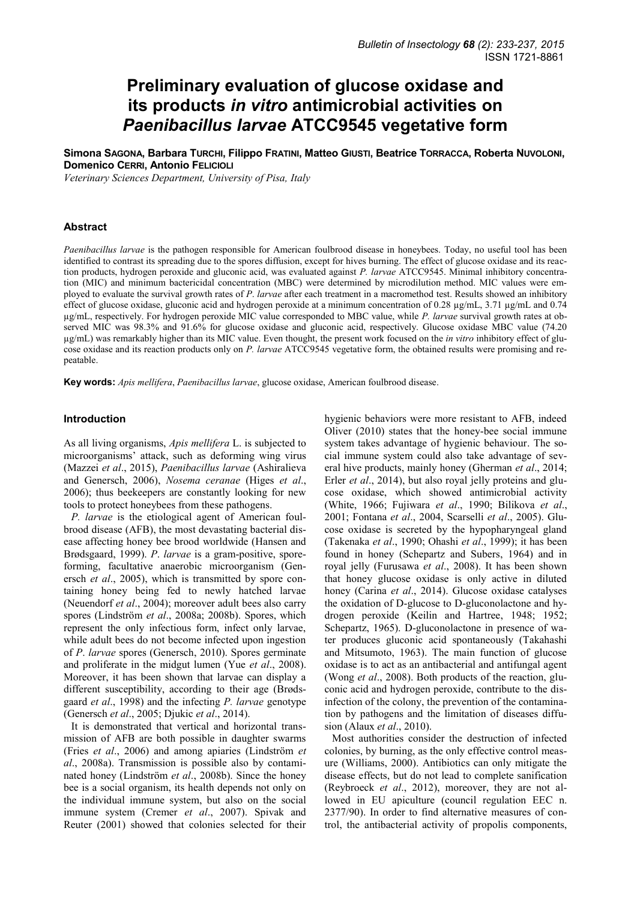# Preliminary evaluation of glucose oxidase and its products *in vitro* antimicrobial activities on *Paenibacillus larvae* ATCC9545 vegetative form

**Simona SAGONA, Barbara TURCHI, Filippo FRATINI, Matteo GIUSTI, Beatrice TORRACCA, Roberta NUVOLONI, Domenico CERRI, Antonio FELICIOLI**

*Veterinary Sciences Department, University of Pisa, Italy*

## Abstract

*Paenibacillus larvae* is the pathogen responsible for American foulbrood disease in honeybees. Today, no useful tool has been identified to contrast its spreading due to the spores diffusion, except for hives burning. The effect of glucose oxidase and its reaction products, hydrogen peroxide and gluconic acid, was evaluated against *P. larvae* ATCC9545. Minimal inhibitory concentration (MIC) and minimum bactericidal concentration (MBC) were determined by microdilution method. MIC values were employed to evaluate the survival growth rates of *P. larvae* after each treatment in a macromethod test. Results showed an inhibitory effect of glucose oxidase, gluconic acid and hydrogen peroxide at a minimum concentration of 0.28 µg/mL, 3.71 µg/mL and 0.74 µg/mL, respectively. For hydrogen peroxide MIC value corresponded to MBC value, while *P. larvae* survival growth rates at observed MIC was 98.3% and 91.6% for glucose oxidase and gluconic acid, respectively. Glucose oxidase MBC value (74.20 µg/mL) was remarkably higher than its MIC value. Even thought, the present work focused on the *in vitro* inhibitory effect of glucose oxidase and its reaction products only on *P. larvae* ATCC9545 vegetative form, the obtained results were promising and repeatable.

**Key words:** *Apis mellifera*, *Paenibacillus larvae*, glucose oxidase, American foulbrood disease.

## Introduction

As all living organisms, *Apis mellifera* L. is subjected to microorganisms' attack, such as deforming wing virus (Mazzei *et al*., 2015), *Paenibacillus larvae* (Ashiralieva and Genersch, 2006), *Nosema ceranae* (Higes *et al*., 2006); thus beekeepers are constantly looking for new tools to protect honeybees from these pathogens.

*P. larvae* is the etiological agent of American foulbrood disease (AFB), the most devastating bacterial disease affecting honey bee brood worldwide (Hansen and Brødsgaard, 1999). *P. larvae* is a gram-positive, spore-forming, facultative anaerobic microorganism (Genersch *et al*., 2005), which is transmitted by spore containing honey being fed to newly hatched larvae (Neuendorf *et al*., 2004); moreover adult bees also carry spores (Lindström *et al*., 2008a; 2008b). Spores, which represent the only infectious form, infect only larvae, while adult bees do not become infected upon ingestion of *P. larvae* spores (Genersch, 2010). Spores germinate and proliferate in the midgut lumen (Yue *et al*., 2008). Moreover, it has been shown that larvae can display a different susceptibility, according to their age (Brødsgaard *et al*., 1998) and the infecting *P. larvae* genotype (Genersch *et al*., 2005; Djukic *et al*., 2014).

It is demonstrated that vertical and horizontal transmission of AFB are both possible in daughter swarms (Fries *et al*., 2006) and among apiaries (Lindström *et al*., 2008a). Transmission is possible also by contaminated honey (Lindström *et al*., 2008b). Since the honey bee is a social organism, its health depends not only on the individual immune system, but also on the social immune system (Cremer *et al*., 2007). Spivak and Reuter (2001) showed that colonies selected for their hygienic behaviors were more resistant to AFB, indeed Oliver (2010) states that the honey-bee social immune system takes advantage of hygienic behaviour. The social immune system could also take advantage of several hive products, mainly honey (Gherman *et al*., 2014; Erler *et al*., 2014), but also royal jelly proteins and glucose oxidase, which showed antimicrobial activity (White, 1966; Fujiwara *et al*., 1990; Bilikova *et al*., 2001; Fontana *et al*., 2004, Scarselli *et al*., 2005). Glucose oxidase is secreted by the hypopharyngeal gland (Takenaka *et al*., 1990; Ohashi *et al*., 1999); it has been found in honey (Schepartz and Subers, 1964) and in royal jelly (Furusawa *et al*., 2008). It has been shown that honey glucose oxidase is only active in diluted honey (Carina *et al*., 2014). Glucose oxidase catalyses the oxidation of D-glucose to D-gluconolactone and hydrogen peroxide (Keilin and Hartree, 1948; 1952; Schepartz, 1965). D-gluconolactone in presence of water produces gluconic acid spontaneously (Takahashi and Mitsumoto, 1963). The main function of glucose oxidase is to act as an antibacterial and antifungal agent (Wong *et al*., 2008). Both products of the reaction, gluconic acid and hydrogen peroxide, contribute to the disinfection of the colony, the prevention of the contamination by pathogens and the limitation of diseases diffusion (Alaux *et al*., 2010).

Most authorities consider the destruction of infected colonies, by burning, as the only effective control measure (Williams, 2000). Antibiotics can only mitigate the disease effects, but do not lead to complete sanification (Reybroeck *et al*., 2012), moreover, they are not allowed in EU apiculture (council regulation EEC n. 2377/90). In order to find alternative measures of control, the antibacterial activity of propolis components,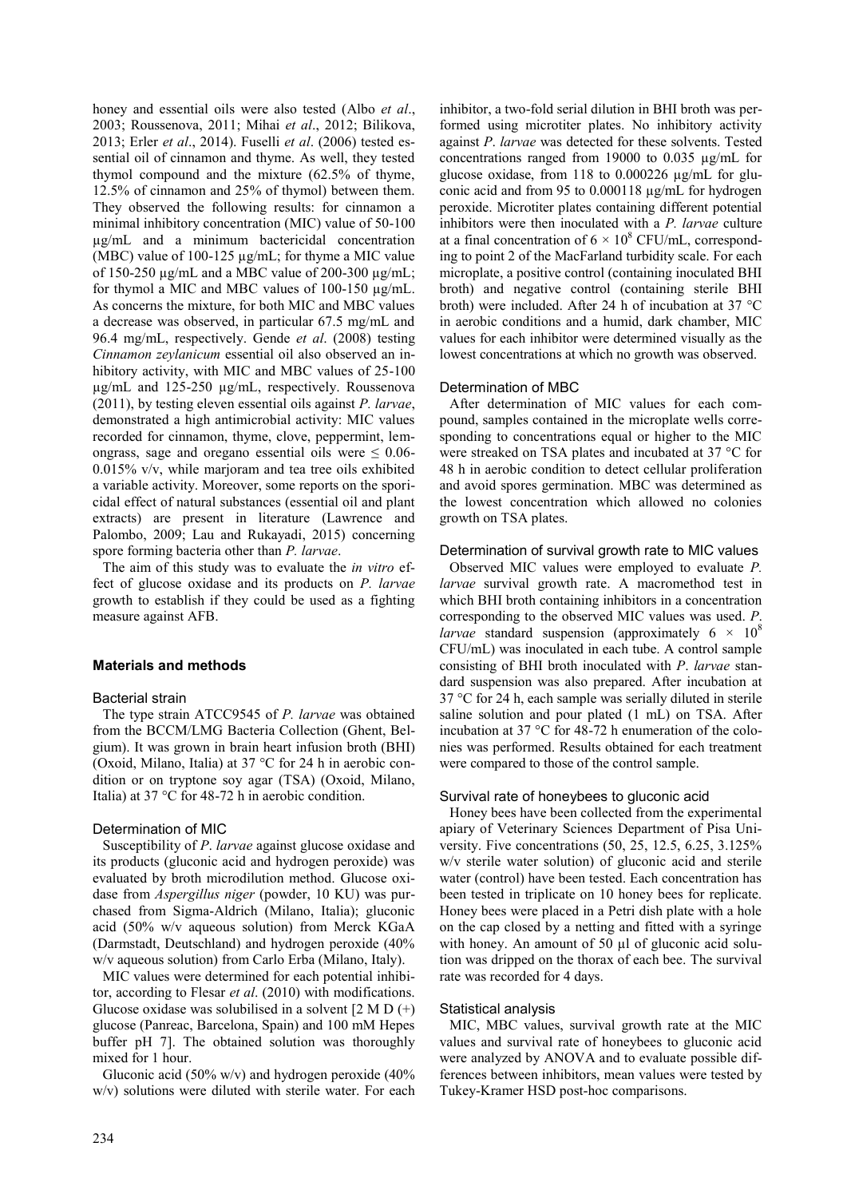honey and essential oils were also tested (Albo *et al*., 2003; Roussenova, 2011; Mihai *et al*., 2012; Bilikova, 2013; Erler *et al*., 2014). Fuselli *et al*. (2006) tested essential oil of cinnamon and thyme. As well, they tested thymol compound and the mixture (62.5% of thyme, 12.5% of cinnamon and 25% of thymol) between them. They observed the following results: for cinnamon a minimal inhibitory concentration (MIC) value of 50-100 µg/mL and a minimum bactericidal concentration (MBC) value of 100-125 µg/mL; for thyme a MIC value of 150-250 µg/mL and a MBC value of 200-300 µg/mL; for thymol a MIC and MBC values of 100-150 µg/mL. As concerns the mixture, for both MIC and MBC values a decrease was observed, in particular 67.5 mg/mL and 96.4 mg/mL, respectively. Gende *et al*. (2008) testing *Cinnamon zeylanicum* essential oil also observed an inhibitory activity, with MIC and MBC values of 25-100 µg/mL and 125-250 µg/mL, respectively. Roussenova (2011), by testing eleven essential oils against *P. larvae*, demonstrated a high antimicrobial activity: MIC values recorded for cinnamon, thyme, clove, peppermint, lemongrass, sage and oregano essential oils were ≤ 0.06-0.015% v/v, while marjoram and tea tree oils exhibited a variable activity. Moreover, some reports on the sporicidal effect of natural substances (essential oil and plant extracts) are present in literature (Lawrence and Palombo, 2009; Lau and Rukayadi, 2015) concerning spore forming bacteria other than *P. larvae*.

The aim of this study was to evaluate the *in vitro* effect of glucose oxidase and its products on *P. larvae* growth to establish if they could be used as a fighting measure against AFB.

## Materials and methods

### Bacterial strain

The type strain ATCC9545 of *P. larvae* was obtained from the BCCM/LMG Bacteria Collection (Ghent, Belgium). It was grown in brain heart infusion broth (BHI) (Oxoid, Milano, Italia) at 37 °C for 24 h in aerobic condition or on tryptone soy agar (TSA) (Oxoid, Milano, Italia) at 37 °C for 48-72 h in aerobic condition.

### Determination of MIC

Susceptibility of *P. larvae* against glucose oxidase and its products (gluconic acid and hydrogen peroxide) was evaluated by broth microdilution method. Glucose oxidase from *Aspergillus niger* (powder, 10 KU) was purchased from Sigma-Aldrich (Milano, Italia); gluconic acid (50% w/v aqueous solution) from Merck KGaA (Darmstadt, Deutschland) and hydrogen peroxide (40% w/v aqueous solution) from Carlo Erba (Milano, Italy).

MIC values were determined for each potential inhibitor, according to Flesar *et al*. (2010) with modifications. Glucose oxidase was solubilised in a solvent [2 M D (+) glucose (Panreac, Barcelona, Spain) and 100 mM Hepes buffer pH 7]. The obtained solution was thoroughly mixed for 1 hour.

Gluconic acid (50% w/v) and hydrogen peroxide (40% w/v) solutions were diluted with sterile water. For each inhibitor, a two-fold serial dilution in BHI broth was performed using microtiter plates. No inhibitory activity against *P. larvae* was detected for these solvents. Tested concentrations ranged from 19000 to 0.035 µg/mL for glucose oxidase, from 118 to 0.000226 µg/mL for gluconic acid and from 95 to 0.000118 µg/mL for hydrogen peroxide. Microtiter plates containing different potential inhibitors were then inoculated with a *P. larvae* culture at a final concentration of $6 \times 10^8$ CFU/mL, corresponding to point 2 of the MacFarland turbidity scale. For each microplate, a positive control (containing inoculated BHI broth) and negative control (containing sterile BHI broth) were included. After 24 h of incubation at 37 °C in aerobic conditions and a humid, dark chamber, MIC values for each inhibitor were determined visually as the lowest concentrations at which no growth was observed.

### Determination of MBC

After determination of MIC values for each compound, samples contained in the microplate wells corresponding to concentrations equal or higher to the MIC were streaked on TSA plates and incubated at 37 °C for 48 h in aerobic condition to detect cellular proliferation and avoid spores germination. MBC was determined as the lowest concentration which allowed no colonies growth on TSA plates.

### Determination of survival growth rate to MIC values

Observed MIC values were employed to evaluate *P. larvae* survival growth rate. A macromethod test in which BHI broth containing inhibitors in a concentration corresponding to the observed MIC values was used. *P. larvae* standard suspension (approximately $6 \times 10^8$ CFU/mL) was inoculated in each tube. A control sample consisting of BHI broth inoculated with *P. larvae* standard suspension was also prepared. After incubation at 37 °C for 24 h, each sample was serially diluted in sterile saline solution and pour plated (1 mL) on TSA. After incubation at 37 °C for 48-72 h enumeration of the colonies was performed. Results obtained for each treatment were compared to those of the control sample.

### Survival rate of honeybees to gluconic acid

Honey bees have been collected from the experimental apiary of Veterinary Sciences Department of Pisa University. Five concentrations (50, 25, 12.5, 6.25, 3.125% w/v sterile water solution) of gluconic acid and sterile water (control) have been tested. Each concentration has been tested in triplicate on 10 honey bees for replicate. Honey bees were placed in a Petri dish plate with a hole on the cap closed by a netting and fitted with a syringe with honey. An amount of 50 µl of gluconic acid solution was dripped on the thorax of each bee. The survival rate was recorded for 4 days.

### Statistical analysis

MIC, MBC values, survival growth rate at the MIC values and survival rate of honeybees to gluconic acid were analyzed by ANOVA and to evaluate possible differences between inhibitors, mean values were tested by Tukey-Kramer HSD post-hoc comparisons.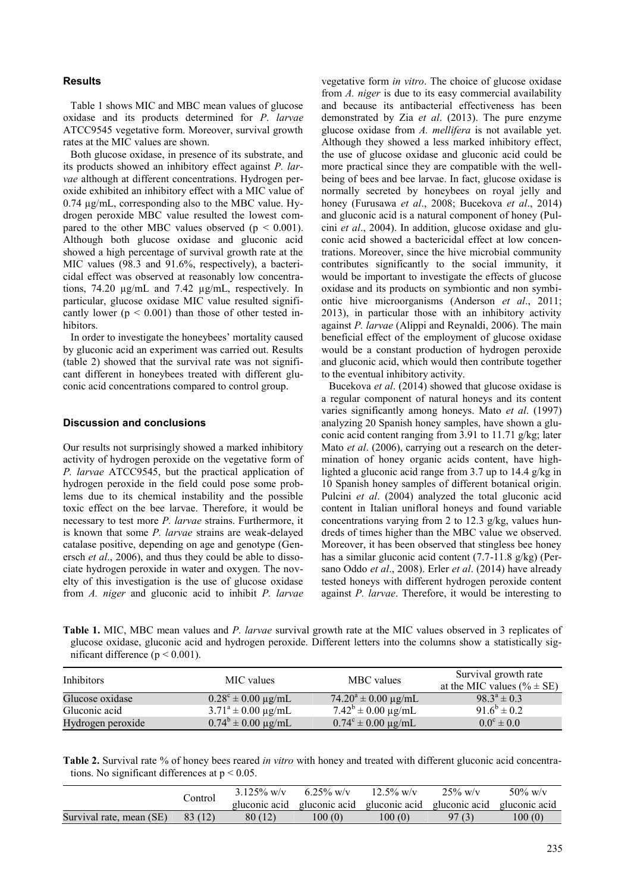## Results

Table 1 shows MIC and MBC mean values of glucose oxidase and its products determined for *P. larvae* ATCC9545 vegetative form. Moreover, survival growth rates at the MIC values are shown.

Both glucose oxidase, in presence of its substrate, and its products showed an inhibitory effect against *P. larvae* although at different concentrations. Hydrogen peroxide exhibited an inhibitory effect with a MIC value of 0.74 µg/mL, corresponding also to the MBC value. Hydrogen peroxide MBC value resulted the lowest compared to the other MBC values observed ($p < 0.001$). Although both glucose oxidase and gluconic acid showed a high percentage of survival growth rate at the MIC values (98.3 and 91.6%, respectively), a bactericidal effect was observed at reasonably low concentrations, 74.20 µg/mL and 7.42 µg/mL, respectively. In particular, glucose oxidase MIC value resulted significantly lower ($p < 0.001$) than those of other tested inhibitors.

In order to investigate the honeybees' mortality caused by gluconic acid an experiment was carried out. Results (table 2) showed that the survival rate was not significant different in honeybees treated with different gluconic acid concentrations compared to control group.

## Discussion and conclusions

Our results not surprisingly showed a marked inhibitory activity of hydrogen peroxide on the vegetative form of *P. larvae* ATCC9545, but the practical application of hydrogen peroxide in the field could pose some problems due to its chemical instability and the possible toxic effect on the bee larvae. Therefore, it would be necessary to test more *P. larvae* strains. Furthermore, it is known that some *P. larvae* strains are weak-delayed catalase positive, depending on age and genotype (Genersch *et al*., 2006), and thus they could be able to dissociate hydrogen peroxide in water and oxygen. The novelty of this investigation is the use of glucose oxidase from *A. niger* and gluconic acid to inhibit *P. larvae* vegetative form *in vitro*. The choice of glucose oxidase from *A. niger* is due to its easy commercial availability and because its antibacterial effectiveness has been demonstrated by Zia *et al*. (2013). The pure enzyme glucose oxidase from *A. mellifera* is not available yet. Although they showed a less marked inhibitory effect, the use of glucose oxidase and gluconic acid could be more practical since they are compatible with the well-being of bees and bee larvae. In fact, glucose oxidase is normally secreted by honeybees on royal jelly and honey (Furusawa *et al*., 2008; Bucekova *et al*., 2014) and gluconic acid is a natural component of honey (Pulcini *et al*., 2004). In addition, glucose oxidase and gluconic acid showed a bactericidal effect at low concentrations. Moreover, since the hive microbial community contributes significantly to the social immunity, it would be important to investigate the effects of glucose oxidase and its products on symbiontic and non symbiontic hive microorganisms (Anderson *et al*., 2011; 2013), in particular those with an inhibitory activity against *P. larvae* (Alippi and Reynaldi, 2006). The main beneficial effect of the employment of glucose oxidase would be a constant production of hydrogen peroxide and gluconic acid, which would then contribute together to the eventual inhibitory activity.

Bucekova *et al*. (2014) showed that glucose oxidase is a regular component of natural honeys and its content varies significantly among honeys. Mato *et al*. (1997) analyzing 20 Spanish honey samples, have shown a gluconic acid content ranging from 3.91 to 11.71 g/kg; later Mato *et al*. (2006), carrying out a research on the determination of honey organic acids content, have highlighted a gluconic acid range from 3.7 up to 14.4 g/kg in 10 Spanish honey samples of different botanical origin. Pulcini *et al*. (2004) analyzed the total gluconic acid content in Italian unifloral honeys and found variable concentrations varying from 2 to 12.3 g/kg, values hundreds of times higher than the MBC value we observed. Moreover, it has been observed that stingless bee honey has a similar gluconic acid content (7.7-11.8 g/kg) (Persano Oddo *et al*., 2008). Erler *et al*. (2014) have already tested honeys with different hydrogen peroxide content against *P. larvae*. Therefore, it would be interesting to

**Table 1.** MIC, MBC mean values and *P. larvae* survival growth rate at the MIC values observed in 3 replicates of glucose oxidase, gluconic acid and hydrogen peroxide. Different letters into the columns show a statistically significant difference ($p < 0.001$).

| Inhibitors | MIC values | MBC values | Survival growth rate at the MIC values (% ± SE) |
|---|---|---|---|
| Glucose oxidase | $0.28^{c} \pm 0.00$ µg/mL | $74.20^{a} \pm 0.00$ µg/mL | $98.3^{a} \pm 0.3$ |
| Gluconic acid | $3.71^{a} \pm 0.00$ µg/mL | $7.42^{b} \pm 0.00$ µg/mL | $91.6^{b} \pm 0.2$ |
| Hydrogen peroxide | $0.74^{b} \pm 0.00$ µg/mL | $0.74^{c} \pm 0.00$ µg/mL | $0.0^{c} \pm 0.0$ |

**Table 2.** Survival rate % of honey bees reared *in vitro* with honey and treated with different gluconic acid concentrations. No significant differences at $p < 0.05$.

| | Control | 3.125% w/v gluconic acid | 6.25% w/v gluconic acid | 12.5% w/v gluconic acid | 25% w/v gluconic acid | 50% w/v gluconic acid |
|---|---|---|---|---|---|---|
| Survival rate, mean (SE) | 83 (12) | 80 (12) | 100 (0) | 100 (0) | 97 (3) | 100 (0) |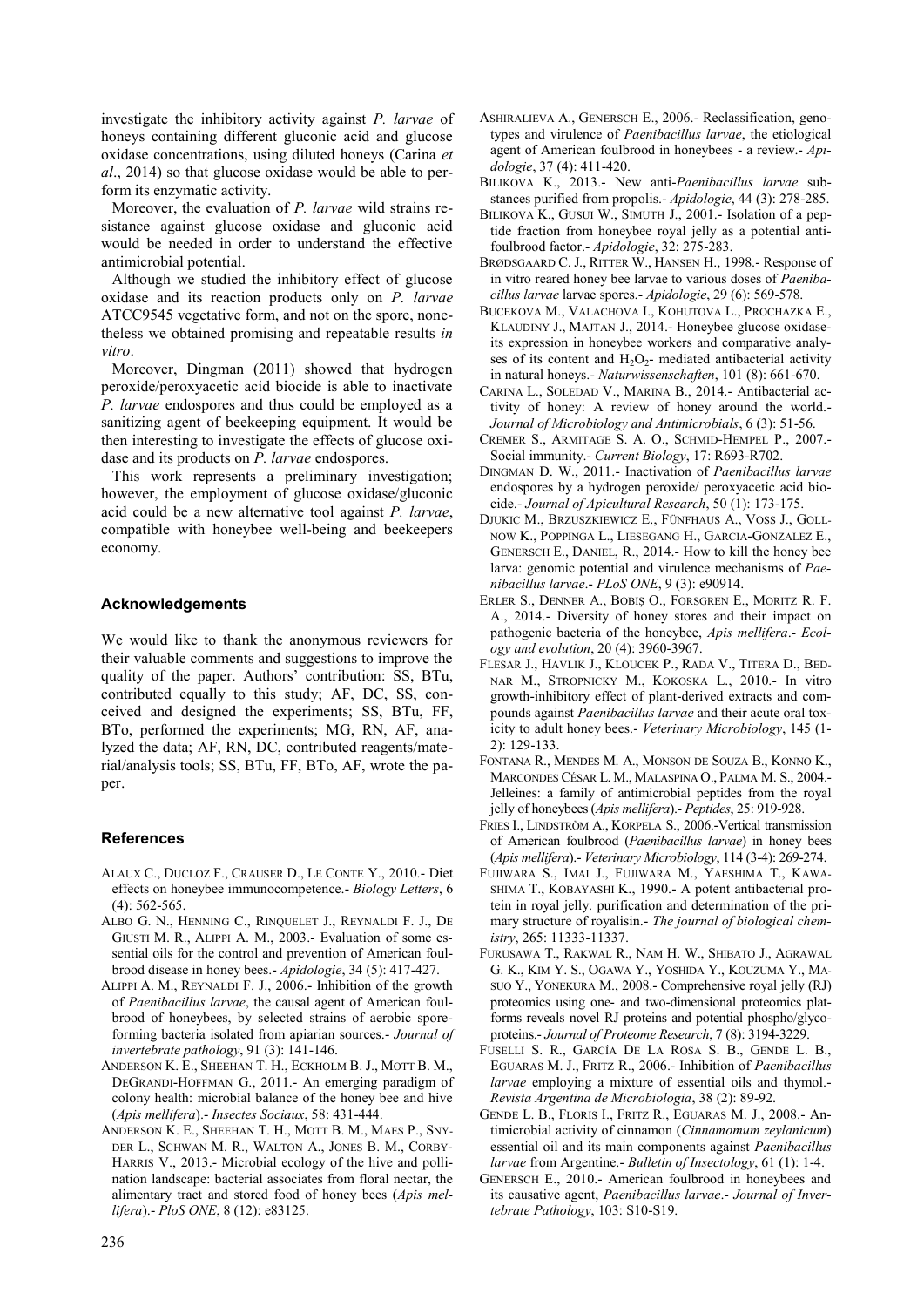investigate the inhibitory activity against *P. larvae* of honeys containing different gluconic acid and glucose oxidase concentrations, using diluted honeys (Carina *et al*., 2014) so that glucose oxidase would be able to perform its enzymatic activity.

Moreover, the evaluation of *P. larvae* wild strains resistance against glucose oxidase and gluconic acid would be needed in order to understand the effective antimicrobial potential.

Although we studied the inhibitory effect of glucose oxidase and its reaction products only on *P. larvae* ATCC9545 vegetative form, and not on the spore, nonetheless we obtained promising and repeatable results *in vitro*.

Moreover, Dingman (2011) showed that hydrogen peroxide/peroxyacetic acid biocide is able to inactivate *P. larvae* endospores and thus could be employed as a sanitizing agent of beekeeping equipment. It would be then interesting to investigate the effects of glucose oxidase and its products on *P. larvae* endospores.

This work represents a preliminary investigation; however, the employment of glucose oxidase/gluconic acid could be a new alternative tool against *P. larvae*, compatible with honeybee well-being and beekeepers economy.

## Acknowledgements

We would like to thank the anonymous reviewers for their valuable comments and suggestions to improve the quality of the paper. Authors' contribution: SS, BTu, contributed equally to this study; AF, DC, SS, conceived and designed the experiments; SS, BTu, FF, BTo, performed the experiments; MG, RN, AF, analyzed the data; AF, RN, DC, contributed reagents/material/analysis tools; SS, BTu, FF, BTo, AF, wrote the paper.

## References

ALAUX C., DUCLOZ F., CRAUSER D., LE CONTE Y., 2010.- Diet effects on honeybee immunocompetence.- *Biology Letters*, 6 (4): 562-565.

ALBO G. N., HENNING C., RINQUELET J., REYNALDI F. J., DE GIUSTI M. R., ALIPPI A. M., 2003.- Evaluation of some essential oils for the control and prevention of American foulbrood disease in honey bees.- *Apidologie*, 34 (5): 417-427.

ALIPPI A. M., REYNALDI F. J., 2006.- Inhibition of the growth of *Paenibacillus larvae*, the causal agent of American foulbrood of honeybees, by selected strains of aerobic spore-forming bacteria isolated from apiarian sources.- *Journal of invertebrate pathology*, 91 (3): 141-146.

ANDERSON K. E., SHEEHAN T. H., ECKHOLM B. J., MOTT B. M., DEGRANDI-HOFFMAN G., 2011.- An emerging paradigm of colony health: microbial balance of the honey bee and hive (*Apis mellifera*).- *Insectes Sociaux*, 58: 431-444.

ANDERSON K. E., SHEEHAN T. H., MOTT B. M., MAES P., SNYDER L., SCHWAN M. R., WALTON A., JONES B. M., CORBY-HARRIS V., 2013.- Microbial ecology of the hive and pollination landscape: bacterial associates from floral nectar, the alimentary tract and stored food of honey bees (*Apis mellifera*).- *PloS ONE*, 8 (12): e83125.

ASHIRALIEVA A., GENERSCH E., 2006.- Reclassification, genotypes and virulence of *Paenibacillus larvae*, the etiological agent of American foulbrood in honeybees - a review.- *Apidologie*, 37 (4): 411-420.

BILIKOVA K., 2013.- New anti-*Paenibacillus larvae* substances purified from propolis.- *Apidologie*, 44 (3): 278-285.

BILIKOVA K., GUSUI W., SIMUTH J., 2001.- Isolation of a peptide fraction from honeybee royal jelly as a potential antifoulbrood factor.- *Apidologie*, 32: 275-283.

BRØDSGAARD C. J., RITTER W., HANSEN H., 1998.- Response of in vitro reared honey bee larvae to various doses of *Paenibacillus larvae* larvae spores.- *Apidologie*, 29 (6): 569-578.

BUCEKOVA M., VALACHOVA I., KOHUTOVA L., PROCHAZKA E., KLAUDINY J., MAJTAN J., 2014.- Honeybee glucose oxidase-its expression in honeybee workers and comparative analyses of its content and $H_2O_2$- mediated antibacterial activity in natural honeys.- *Naturwissenschaften*, 101 (8): 661-670.

CARINA L., SOLEDAD V., MARINA B., 2014.- Antibacterial activity of honey: A review of honey around the world.- *Journal of Microbiology and Antimicrobials*, 6 (3): 51-56.

CREMER S., ARMITAGE S. A. O., SCHMID-HEMPEL P., 2007.- Social immunity.- *Current Biology*, 17: R693-R702.

DINGMAN D. W., 2011.- Inactivation of *Paenibacillus larvae* endospores by a hydrogen peroxide/ peroxyacetic acid biocide.- *Journal of Apicultural Research*, 50 (1): 173-175.

DJUKIC M., BRZUSZKIEWICZ E., FÜNFHAUS A., VOSS J., GOLLNOW K., POPPINGA L., LIESEGANG H., GARCIA-GONZALEZ E., GENERSCH E., DANIEL, R., 2014.- How to kill the honey bee larva: genomic potential and virulence mechanisms of *Paenibacillus larvae*.- *PLoS ONE*, 9 (3): e90914.

ERLER S., DENNER A., BOBIŞ O., FORSGREN E., MORITZ R. F. A., 2014.- Diversity of honey stores and their impact on pathogenic bacteria of the honeybee, *Apis mellifera*.- *Ecology and evolution*, 20 (4): 3960-3967.

FLESAR J., HAVLIK J., KLOUCEK P., RADA V., TITERA D., BEDNAR M., STROPNICKY M., KOKOSKA L., 2010.- In vitro growth-inhibitory effect of plant-derived extracts and compounds against *Paenibacillus larvae* and their acute oral toxicity to adult honey bees.- *Veterinary Microbiology*, 145 (1-2): 129-133.

FONTANA R., MENDES M. A., MONSON DE SOUZA B., KONNO K., MARCONDES CÉSAR L. M., MALASPINA O., PALMA M. S., 2004.- Jelleines: a family of antimicrobial peptides from the royal jelly of honeybees (*Apis mellifera*).- *Peptides*, 25: 919-928.

FRIES I., LINDSTRÖM A., KORPELA S., 2006.-Vertical transmission of American foulbrood (*Paenibacillus larvae*) in honey bees (*Apis mellifera*).- *Veterinary Microbiology*, 114 (3-4): 269-274.

FUJIWARA S., IMAI J., FUJIWARA M., YAESHIMA T., KAWASHIMA T., KOBAYASHI K., 1990.- A potent antibacterial protein in royal jelly. purification and determination of the primary structure of royalisin.- *The journal of biological chemistry*, 265: 11333-11337.

FURUSAWA T., RAKWAL R., NAM H. W., SHIBATO J., AGRAWAL G. K., KIM Y. S., OGAWA Y., YOSHIDA Y., KOUZUMA Y., MASUO Y., YONEKURA M., 2008.- Comprehensive royal jelly (RJ) proteomics using one- and two-dimensional proteomics platforms reveals novel RJ proteins and potential phospho/glycoproteins.- *Journal of Proteome Research*, 7 (8): 3194-3229.

FUSELLI S. R., GARCÍA DE LA ROSA S. B., GENDE L. B., EGUARAS M. J., FRITZ R., 2006.- Inhibition of *Paenibacillus larvae* employing a mixture of essential oils and thymol.- *Revista Argentina de Microbiologia*, 38 (2): 89-92.

GENDE L. B., FLORIS I., FRITZ R., EGUARAS M. J., 2008.- Antimicrobial activity of cinnamon (*Cinnamomum zeylanicum*) essential oil and its main components against *Paenibacillus larvae* from Argentine.- *Bulletin of Insectology*, 61 (1): 1-4.

GENERSCH E., 2010.- American foulbrood in honeybees and its causative agent, *Paenibacillus larvae*.- *Journal of Invertebrate Pathology*, 103: S10-S19.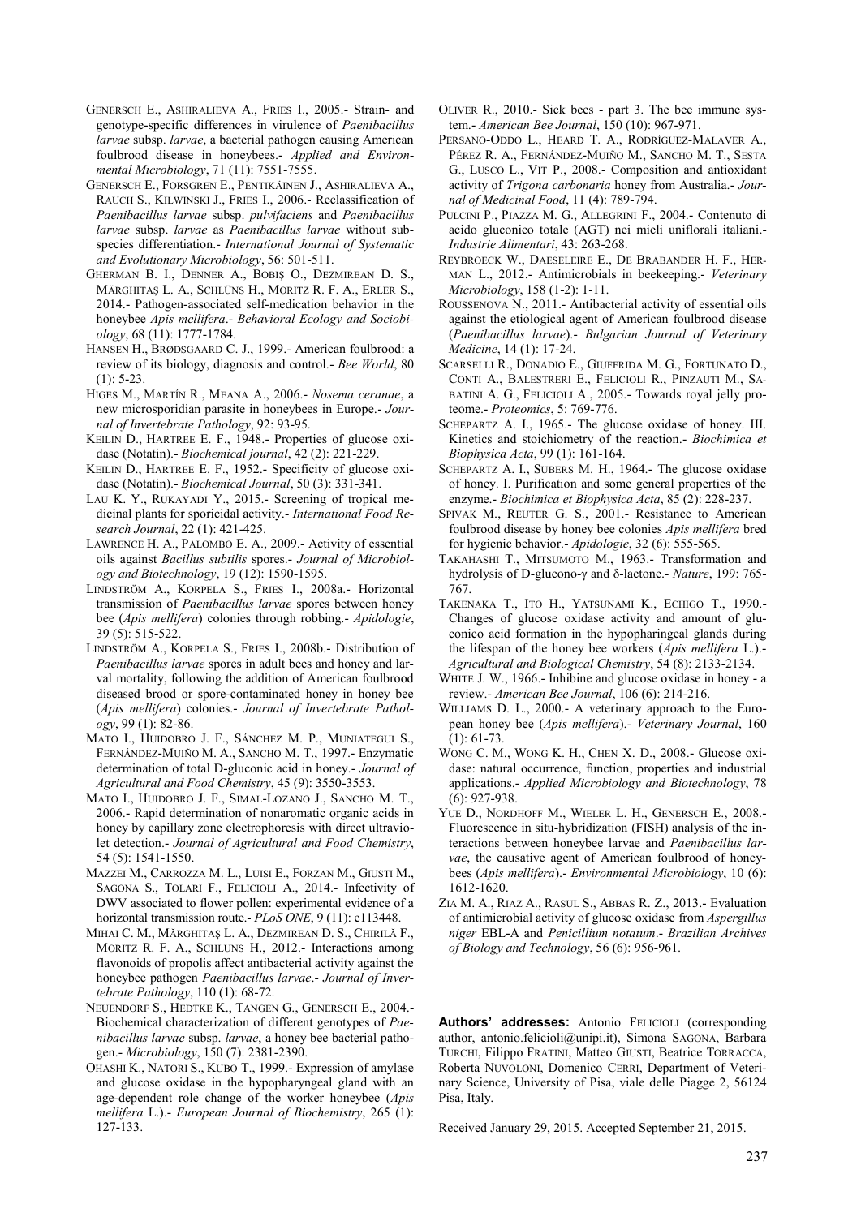GENERSCH E., ASHIRALIEVA A., FRIES I., 2005.- Strain- and genotype-specific differences in virulence of *Paenibacillus larvae* subsp. *larvae*, a bacterial pathogen causing American foulbrood disease in honeybees.- *Applied and Environmental Microbiology*, 71 (11): 7551-7555.

GENERSCH E., FORSGREN E., PENTIKÄINEN J., ASHIRALIEVA A., RAUCH S., KILWINSKI J., FRIES I., 2006.- Reclassification of *Paenibacillus larvae* subsp. *pulvifaciens* and *Paenibacillus larvae* subsp. *larvae* as *Paenibacillus larvae* without subspecies differentiation.- *International Journal of Systematic and Evolutionary Microbiology*, 56: 501-511.

GHERMAN B. I., DENNER A., BOBIŞ O., DEZMIREAN D. S., MĂRGHITAŞ L. A., SCHLÜNS H., MORITZ R. F. A., ERLER S., 2014.- Pathogen-associated self-medication behavior in the honeybee *Apis mellifera*.- *Behavioral Ecology and Sociobiology*, 68 (11): 1777-1784.

HANSEN H., BRØDSGAARD C. J., 1999.- American foulbrood: a review of its biology, diagnosis and control.- *Bee World*, 80 (1): 5-23.

HIGES M., MARTÍN R., MEANA A., 2006.- *Nosema ceranae*, a new microsporidian parasite in honeybees in Europe.- *Journal of Invertebrate Pathology*, 92: 93-95.

KEILIN D., HARTREE E. F., 1948.- Properties of glucose oxidase (Notatin).- *Biochemical journal*, 42 (2): 221-229.

KEILIN D., HARTREE E. F., 1952.- Specificity of glucose oxidase (Notatin).- *Biochemical Journal*, 50 (3): 331-341.

LAU K. Y., RUKAYADI Y., 2015.- Screening of tropical medicinal plants for sporicidal activity.- *International Food Research Journal*, 22 (1): 421-425.

LAWRENCE H. A., PALOMBO E. A., 2009.- Activity of essential oils against *Bacillus subtilis* spores.- *Journal of Microbiology and Biotechnology*, 19 (12): 1590-1595.

LINDSTRÖM A., KORPELA S., FRIES I., 2008a.- Horizontal transmission of *Paenibacillus larvae* spores between honey bee (*Apis mellifera*) colonies through robbing.- *Apidologie*, 39 (5): 515-522.

LINDSTRÖM A., KORPELA S., FRIES I., 2008b.- Distribution of *Paenibacillus larvae* spores in adult bees and honey and larval mortality, following the addition of American foulbrood diseased brood or spore-contaminated honey in honey bee (*Apis mellifera*) colonies.- *Journal of Invertebrate Pathology*, 99 (1): 82-86.

MATO I., HUIDOBRO J. F., SÁNCHEZ M. P., MUNIATEGUI S., FERNÁNDEZ-MUIÑO M. A., SANCHO M. T., 1997.- Enzymatic determination of total D-gluconic acid in honey.- *Journal of Agricultural and Food Chemistry*, 45 (9): 3550-3553.

MATO I., HUIDOBRO J. F., SIMAL-LOZANO J., SANCHO M. T., 2006.- Rapid determination of nonaromatic organic acids in honey by capillary zone electrophoresis with direct ultraviolet detection.- *Journal of Agricultural and Food Chemistry*, 54 (5): 1541-1550.

MAZZEI M., CARROZZA M. L., LUISI E., FORZAN M., GIUSTI M., SAGONA S., TOLARI F., FELICIOLI A., 2014.- Infectivity of DWV associated to flower pollen: experimental evidence of a horizontal transmission route.- *PLoS ONE*, 9 (11): e113448.

MIHAI C. M., MĂRGHITAŞ L. A., DEZMIREAN D. S., CHIRILĂ F., MORITZ R. F. A., SCHLUNS H., 2012.- Interactions among flavonoids of propolis affect antibacterial activity against the honeybee pathogen *Paenibacillus larvae*.- *Journal of Invertebrate Pathology*, 110 (1): 68-72.

NEUENDORF S., HEDTKE K., TANGEN G., GENERSCH E., 2004.- Biochemical characterization of different genotypes of *Paenibacillus larvae* subsp. *larvae*, a honey bee bacterial pathogen.- *Microbiology*, 150 (7): 2381-2390.

OHASHI K., NATORI S., KUBO T., 1999.- Expression of amylase and glucose oxidase in the hypopharyngeal gland with an age-dependent role change of the worker honeybee (*Apis mellifera* L.).- *European Journal of Biochemistry*, 265 (1): 127-133.

OLIVER R., 2010.- Sick bees - part 3. The bee immune system.- *American Bee Journal*, 150 (10): 967-971.

PERSANO-ODDO L., HEARD T. A., RODRÍGUEZ-MALAVER A., PÉREZ R. A., FERNÁNDEZ-MUIÑO M., SANCHO M. T., SESTA G., LUSCO L., VIT P., 2008.- Composition and antioxidant activity of *Trigona carbonaria* honey from Australia.- *Journal of Medicinal Food*, 11 (4): 789-794.

PULCINI P., PIAZZA M. G., ALLEGRINI F., 2004.- Contenuto di acido gluconico totale (AGT) nei mieli uniflorali italiani.- *Industrie Alimentari*, 43: 263-268.

REYBROECK W., DAESELEIRE E., DE BRABANDER H. F., HERMAN L., 2012.- Antimicrobials in beekeeping.- *Veterinary Microbiology*, 158 (1-2): 1-11.

ROUSSENOVA N., 2011.- Antibacterial activity of essential oils against the etiological agent of American foulbrood disease (*Paenibacillus larvae*).- *Bulgarian Journal of Veterinary Medicine*, 14 (1): 17-24.

SCARSELLI R., DONADIO E., GIUFFRIDA M. G., FORTUNATO D., CONTI A., BALESTRERI E., FELICIOLI R., PINZAUTI M., SABATINI A. G., FELICIOLI A., 2005.- Towards royal jelly proteome.- *Proteomics*, 5: 769-776.

SCHEPARTZ A. I., 1965.- The glucose oxidase of honey. III. Kinetics and stoichiometry of the reaction.- *Biochimica et Biophysica Acta*, 99 (1): 161-164.

SCHEPARTZ A. I., SUBERS M. H., 1964.- The glucose oxidase of honey. I. Purification and some general properties of the enzyme.- *Biochimica et Biophysica Acta*, 85 (2): 228-237.

SPIVAK M., REUTER G. S., 2001.- Resistance to American foulbrood disease by honey bee colonies *Apis mellifera* bred for hygienic behavior.- *Apidologie*, 32 (6): 555-565.

TAKAHASHI T., MITSUMOTO M., 1963.- Transformation and hydrolysis of D-glucono-γ and δ-lactone.- *Nature*, 199: 765-767.

TAKENAKA T., ITO H., YATSUNAMI K., ECHIGO T., 1990.- Changes of glucose oxidase activity and amount of gluconico acid formation in the hypopharingeal glands during the lifespan of the honey bee workers (*Apis mellifera* L.).- *Agricultural and Biological Chemistry*, 54 (8): 2133-2134.

WHITE J. W., 1966.- Inhibine and glucose oxidase in honey - a review.- *American Bee Journal*, 106 (6): 214-216.

WILLIAMS D. L., 2000.- A veterinary approach to the European honey bee (*Apis mellifera*).- *Veterinary Journal*, 160 (1): 61-73.

WONG C. M., WONG K. H., CHEN X. D., 2008.- Glucose oxidase: natural occurrence, function, properties and industrial applications.- *Applied Microbiology and Biotechnology*, 78 (6): 927-938.

YUE D., NORDHOFF M., WIELER L. H., GENERSCH E., 2008.- Fluorescence in situ-hybridization (FISH) analysis of the interactions between honeybee larvae and *Paenibacillus larvae*, the causative agent of American foulbrood of honeybees (*Apis mellifera*).- *Environmental Microbiology*, 10 (6): 1612-1620.

ZIA M. A., RIAZ A., RASUL S., ABBAS R. Z., 2013.- Evaluation of antimicrobial activity of glucose oxidase from *Aspergillus niger* EBL-A and *Penicillium notatum*.- *Brazilian Archives of Biology and Technology*, 56 (6): 956-961.

**Authors' addresses:** Antonio FELICIOLI (corresponding author, antonio.felicioli@unipi.it), Simona SAGONA, Barbara TURCHI, Filippo FRATINI, Matteo GIUSTI, Beatrice TORRACCA, Roberta NUVOLONI, Domenico CERRI, Department of Veterinary Science, University of Pisa, viale delle Piagge 2, 56124 Pisa, Italy.

Received January 29, 2015. Accepted September 21, 2015.